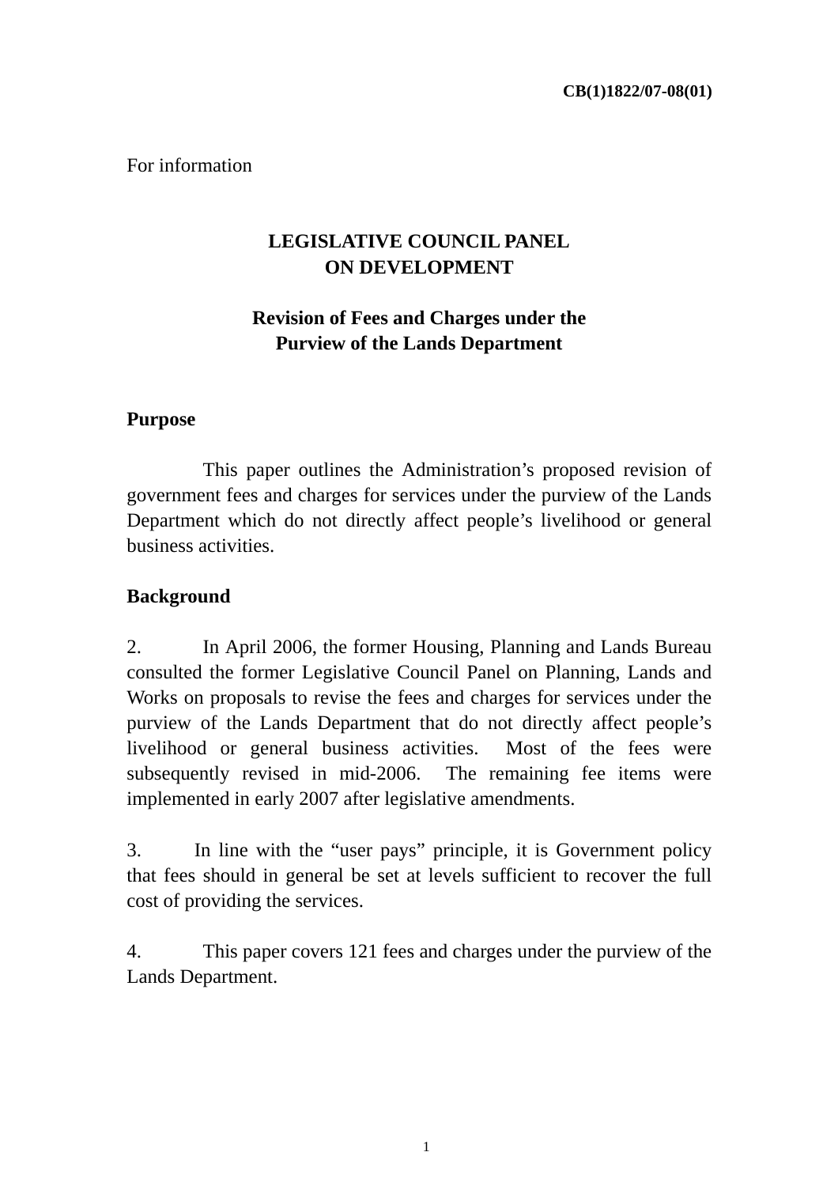**CB(1)1822/07-08(01)**

For information

# LEGISLATIVE COUNCIL PANEL ON DEVELOPMENT

## Revision of Fees and Charges under the Purview of the Lands Department

### Purpose

This paper outlines the Administration's proposed revision of government fees and charges for services under the purview of the Lands Department which do not directly affect people's livelihood or general business activities.

### Background

2. In April 2006, the former Housing, Planning and Lands Bureau consulted the former Legislative Council Panel on Planning, Lands and Works on proposals to revise the fees and charges for services under the purview of the Lands Department that do not directly affect people's livelihood or general business activities. Most of the fees were subsequently revised in mid-2006. The remaining fee items were implemented in early 2007 after legislative amendments.

3. In line with the "user pays" principle, it is Government policy that fees should in general be set at levels sufficient to recover the full cost of providing the services.

4. This paper covers 121 fees and charges under the purview of the Lands Department.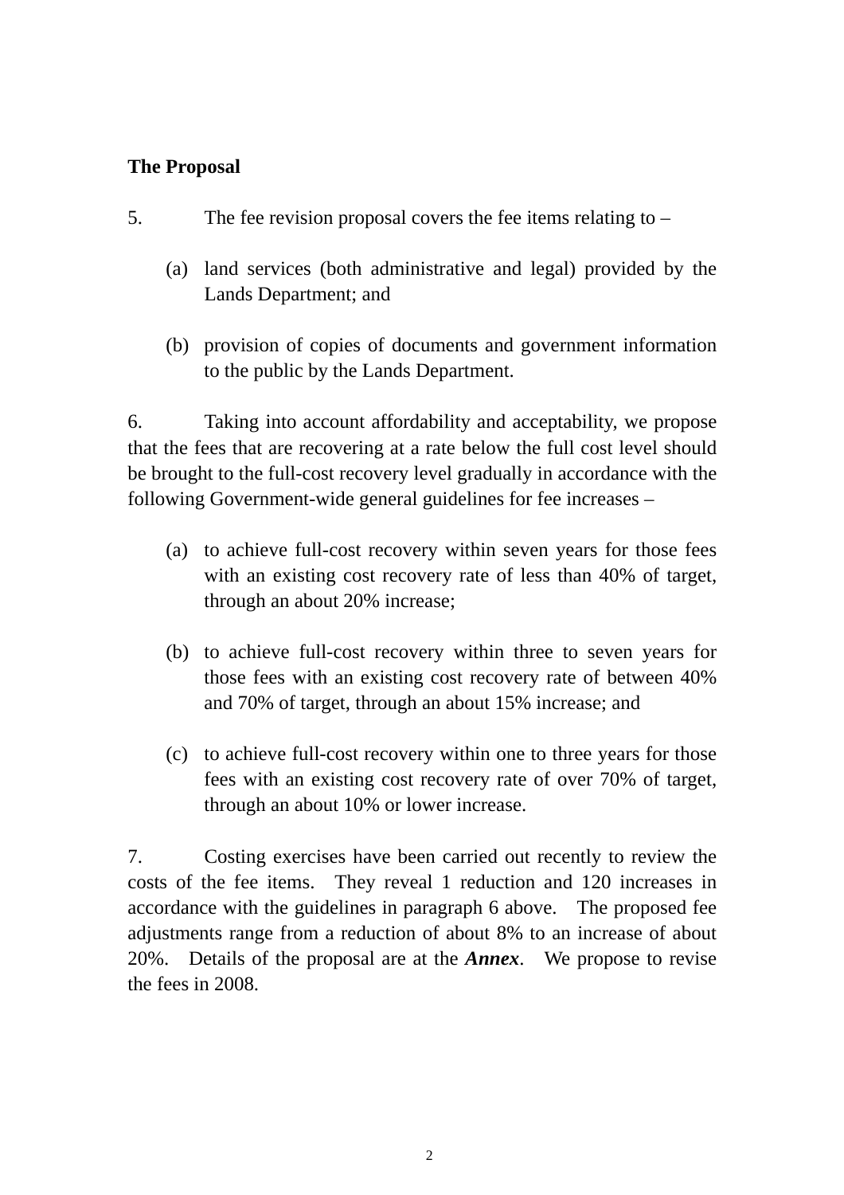**The Proposal**

5. The fee revision proposal covers the fee items relating to –

(a) land services (both administrative and legal) provided by the Lands Department; and

(b) provision of copies of documents and government information to the public by the Lands Department.

6. Taking into account affordability and acceptability, we propose that the fees that are recovering at a rate below the full cost level should be brought to the full-cost recovery level gradually in accordance with the following Government-wide general guidelines for fee increases –

(a) to achieve full-cost recovery within seven years for those fees with an existing cost recovery rate of less than 40% of target, through an about 20% increase;

(b) to achieve full-cost recovery within three to seven years for those fees with an existing cost recovery rate of between 40% and 70% of target, through an about 15% increase; and

(c) to achieve full-cost recovery within one to three years for those fees with an existing cost recovery rate of over 70% of target, through an about 10% or lower increase.

7. Costing exercises have been carried out recently to review the costs of the fee items. They reveal 1 reduction and 120 increases in accordance with the guidelines in paragraph 6 above. The proposed fee adjustments range from a reduction of about 8% to an increase of about 20%. Details of the proposal are at the ***Annex***. We propose to revise the fees in 2008.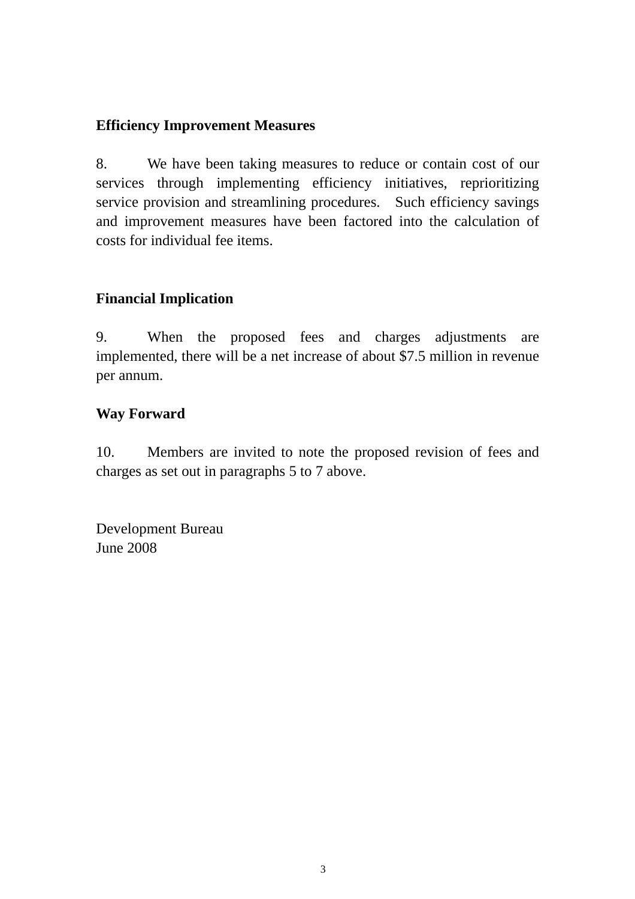**Efficiency Improvement Measures**

8. We have been taking measures to reduce or contain cost of our services through implementing efficiency initiatives, reprioritizing service provision and streamlining procedures. Such efficiency savings and improvement measures have been factored into the calculation of costs for individual fee items.

**Financial Implication**

9. When the proposed fees and charges adjustments are implemented, there will be a net increase of about $7.5 million in revenue per annum.

**Way Forward**

10. Members are invited to note the proposed revision of fees and charges as set out in paragraphs 5 to 7 above.

Development Bureau
June 2008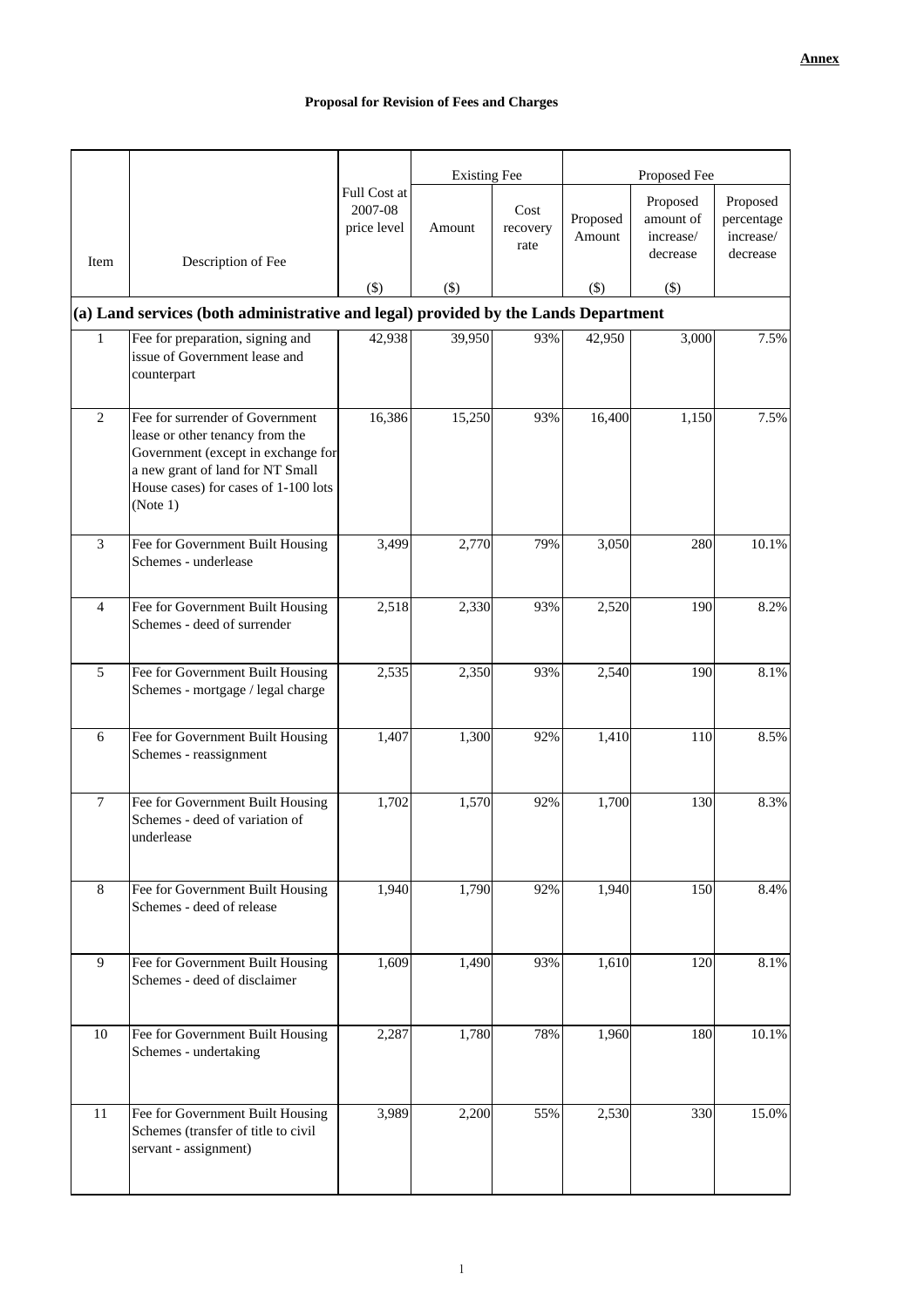**Annex**

**Proposal for Revision of Fees and Charges**

| Item | Description of Fee | Full Cost at 2007-08 price level ($) | Existing Fee | | Proposed Fee | | |
|---|---|---|---|---|---|---|---|
| | | | Amount ($) | Cost recovery rate | Proposed Amount ($) | Proposed amount of increase/ decrease ($) | Proposed percentage increase/ decrease |
| **(a) Land services (both administrative and legal) provided by the Lands Department** | | | | | | | |
| 1 | Fee for preparation, signing and issue of Government lease and counterpart | 42,938 | 39,950 | 93% | 42,950 | 3,000 | 7.5% |
| 2 | Fee for surrender of Government lease or other tenancy from the Government (except in exchange for a new grant of land for NT Small House cases) for cases of 1-100 lots (Note 1) | 16,386 | 15,250 | 93% | 16,400 | 1,150 | 7.5% |
| 3 | Fee for Government Built Housing Schemes - underlease | 3,499 | 2,770 | 79% | 3,050 | 280 | 10.1% |
| 4 | Fee for Government Built Housing Schemes - deed of surrender | 2,518 | 2,330 | 93% | 2,520 | 190 | 8.2% |
| 5 | Fee for Government Built Housing Schemes - mortgage / legal charge | 2,535 | 2,350 | 93% | 2,540 | 190 | 8.1% |
| 6 | Fee for Government Built Housing Schemes - reassignment | 1,407 | 1,300 | 92% | 1,410 | 110 | 8.5% |
| 7 | Fee for Government Built Housing Schemes - deed of variation of underlease | 1,702 | 1,570 | 92% | 1,700 | 130 | 8.3% |
| 8 | Fee for Government Built Housing Schemes - deed of release | 1,940 | 1,790 | 92% | 1,940 | 150 | 8.4% |
| 9 | Fee for Government Built Housing Schemes - deed of disclaimer | 1,609 | 1,490 | 93% | 1,610 | 120 | 8.1% |
| 10 | Fee for Government Built Housing Schemes - undertaking | 2,287 | 1,780 | 78% | 1,960 | 180 | 10.1% |
| 11 | Fee for Government Built Housing Schemes (transfer of title to civil servant - assignment) | 3,989 | 2,200 | 55% | 2,530 | 330 | 15.0% |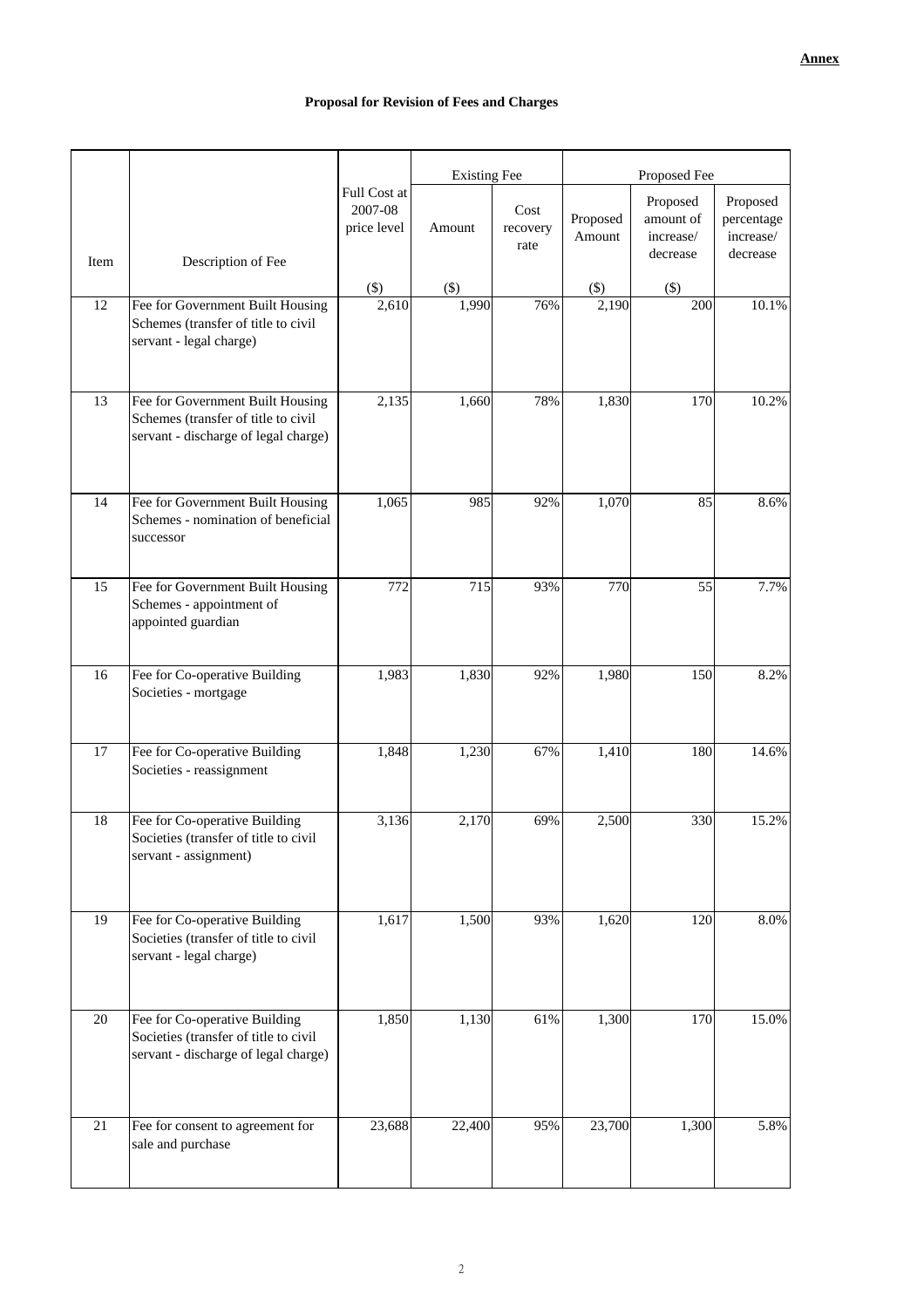**Annex**

**Proposal for Revision of Fees and Charges**

| Item | Description of Fee | Full Cost at 2007-08 price level | Existing Fee | | Proposed Fee | | |
|---|---|---|---|---|---|---|---|
| | | | Amount | Cost recovery rate | Proposed Amount | Proposed amount of increase/ decrease | Proposed percentage increase/ decrease |
| | | ($) | ($) | | ($) | ($) | |
| 12 | Fee for Government Built Housing Schemes (transfer of title to civil servant - legal charge) | 2,610 | 1,990 | 76% | 2,190 | 200 | 10.1% |
| 13 | Fee for Government Built Housing Schemes (transfer of title to civil servant - discharge of legal charge) | 2,135 | 1,660 | 78% | 1,830 | 170 | 10.2% |
| 14 | Fee for Government Built Housing Schemes - nomination of beneficial successor | 1,065 | 985 | 92% | 1,070 | 85 | 8.6% |
| 15 | Fee for Government Built Housing Schemes - appointment of appointed guardian | 772 | 715 | 93% | 770 | 55 | 7.7% |
| 16 | Fee for Co-operative Building Societies - mortgage | 1,983 | 1,830 | 92% | 1,980 | 150 | 8.2% |
| 17 | Fee for Co-operative Building Societies - reassignment | 1,848 | 1,230 | 67% | 1,410 | 180 | 14.6% |
| 18 | Fee for Co-operative Building Societies (transfer of title to civil servant - assignment) | 3,136 | 2,170 | 69% | 2,500 | 330 | 15.2% |
| 19 | Fee for Co-operative Building Societies (transfer of title to civil servant - legal charge) | 1,617 | 1,500 | 93% | 1,620 | 120 | 8.0% |
| 20 | Fee for Co-operative Building Societies (transfer of title to civil servant - discharge of legal charge) | 1,850 | 1,130 | 61% | 1,300 | 170 | 15.0% |
| 21 | Fee for consent to agreement for sale and purchase | 23,688 | 22,400 | 95% | 23,700 | 1,300 | 5.8% |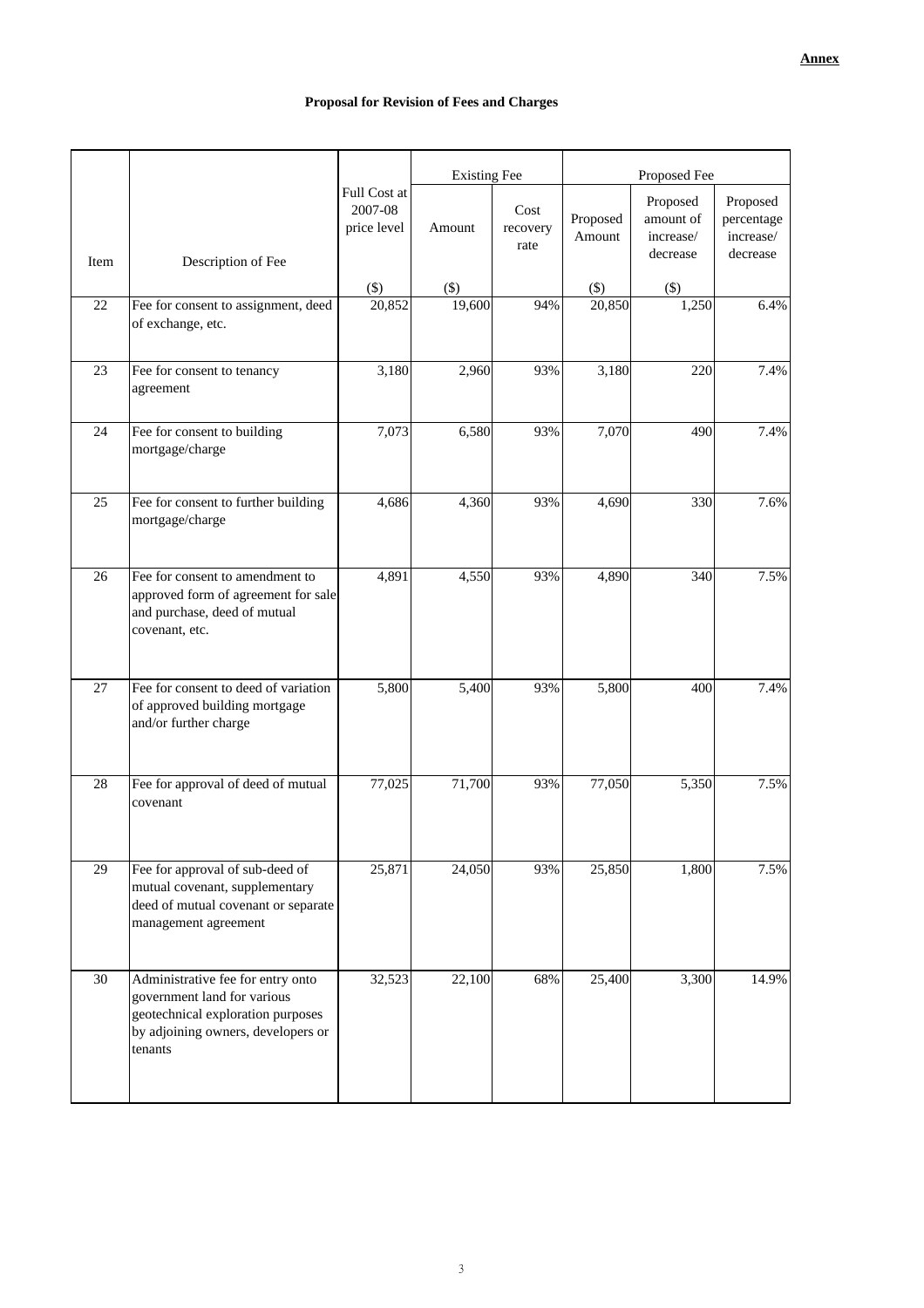**Annex**

**Proposal for Revision of Fees and Charges**

| Item | Description of Fee | Full Cost at 2007-08 price level | Existing Fee | | Proposed Fee | | |
|---|---|---|---|---|---|---|---|
| | | | Amount | Cost recovery rate | Proposed Amount | Proposed amount of increase/ decrease | Proposed percentage increase/ decrease |
| | | ($) | ($) | | ($) | ($) | |
| 22 | Fee for consent to assignment, deed of exchange, etc. | 20,852 | 19,600 | 94% | 20,850 | 1,250 | 6.4% |
| 23 | Fee for consent to tenancy agreement | 3,180 | 2,960 | 93% | 3,180 | 220 | 7.4% |
| 24 | Fee for consent to building mortgage/charge | 7,073 | 6,580 | 93% | 7,070 | 490 | 7.4% |
| 25 | Fee for consent to further building mortgage/charge | 4,686 | 4,360 | 93% | 4,690 | 330 | 7.6% |
| 26 | Fee for consent to amendment to approved form of agreement for sale and purchase, deed of mutual covenant, etc. | 4,891 | 4,550 | 93% | 4,890 | 340 | 7.5% |
| 27 | Fee for consent to deed of variation of approved building mortgage and/or further charge | 5,800 | 5,400 | 93% | 5,800 | 400 | 7.4% |
| 28 | Fee for approval of deed of mutual covenant | 77,025 | 71,700 | 93% | 77,050 | 5,350 | 7.5% |
| 29 | Fee for approval of sub-deed of mutual covenant, supplementary deed of mutual covenant or separate management agreement | 25,871 | 24,050 | 93% | 25,850 | 1,800 | 7.5% |
| 30 | Administrative fee for entry onto government land for various geotechnical exploration purposes by adjoining owners, developers or tenants | 32,523 | 22,100 | 68% | 25,400 | 3,300 | 14.9% |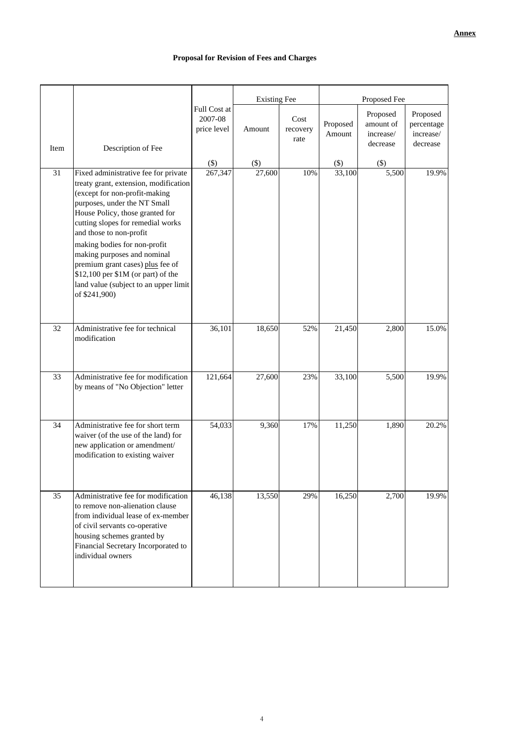**Annex**

**Proposal for Revision of Fees and Charges**

| Item | Description of Fee | Full Cost at 2007-08 price level | Existing Fee | | Proposed Fee | | |
|---|---|---|---|---|---|---|---|
| | | | Amount | Cost recovery rate | Proposed Amount | Proposed amount of increase/ decrease | Proposed percentage increase/ decrease |
| | | ($) | ($) | | ($) | ($) | |
| 31 | Fixed administrative fee for private treaty grant, extension, modification (except for non-profit-making purposes, under the NT Small House Policy, those granted for cutting slopes for remedial works and those to non-profit making bodies for non-profit making purposes and nominal premium grant cases) plus fee of \$12,100 per \$1M (or part) of the land value (subject to an upper limit of \$241,900) | 267,347 | 27,600 | 10% | 33,100 | 5,500 | 19.9% |
| 32 | Administrative fee for technical modification | 36,101 | 18,650 | 52% | 21,450 | 2,800 | 15.0% |
| 33 | Administrative fee for modification by means of "No Objection" letter | 121,664 | 27,600 | 23% | 33,100 | 5,500 | 19.9% |
| 34 | Administrative fee for short term waiver (of the use of the land) for new application or amendment/ modification to existing waiver | 54,033 | 9,360 | 17% | 11,250 | 1,890 | 20.2% |
| 35 | Administrative fee for modification to remove non-alienation clause from individual lease of ex-member of civil servants co-operative housing schemes granted by Financial Secretary Incorporated to individual owners | 46,138 | 13,550 | 29% | 16,250 | 2,700 | 19.9% |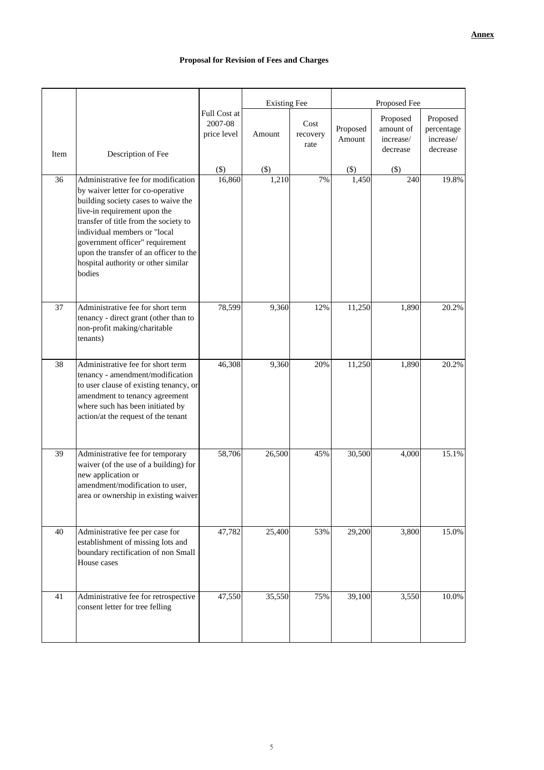**Annex**

**Proposal for Revision of Fees and Charges**

| Item | Description of Fee | Full Cost at 2007-08 price level | Existing Fee | | Proposed Fee | | |
|---|---|---|---|---|---|---|---|
| | | | Amount | Cost recovery rate | Proposed Amount | Proposed amount of increase/ decrease | Proposed percentage increase/ decrease |
| | | ($) | ($) | | ($) | ($) | |
| 36 | Administrative fee for modification by waiver letter for co-operative building society cases to waive the live-in requirement upon the transfer of title from the society to individual members or "local government officer" requirement upon the transfer of an officer to the hospital authority or other similar bodies | 16,860 | 1,210 | 7% | 1,450 | 240 | 19.8% |
| 37 | Administrative fee for short term tenancy - direct grant (other than to non-profit making/charitable tenants) | 78,599 | 9,360 | 12% | 11,250 | 1,890 | 20.2% |
| 38 | Administrative fee for short term tenancy - amendment/modification to user clause of existing tenancy, or amendment to tenancy agreement where such has been initiated by action/at the request of the tenant | 46,308 | 9,360 | 20% | 11,250 | 1,890 | 20.2% |
| 39 | Administrative fee for temporary waiver (of the use of a building) for new application or amendment/modification to user, area or ownership in existing waiver | 58,706 | 26,500 | 45% | 30,500 | 4,000 | 15.1% |
| 40 | Administrative fee per case for establishment of missing lots and boundary rectification of non Small House cases | 47,782 | 25,400 | 53% | 29,200 | 3,800 | 15.0% |
| 41 | Administrative fee for retrospective consent letter for tree felling | 47,550 | 35,550 | 75% | 39,100 | 3,550 | 10.0% |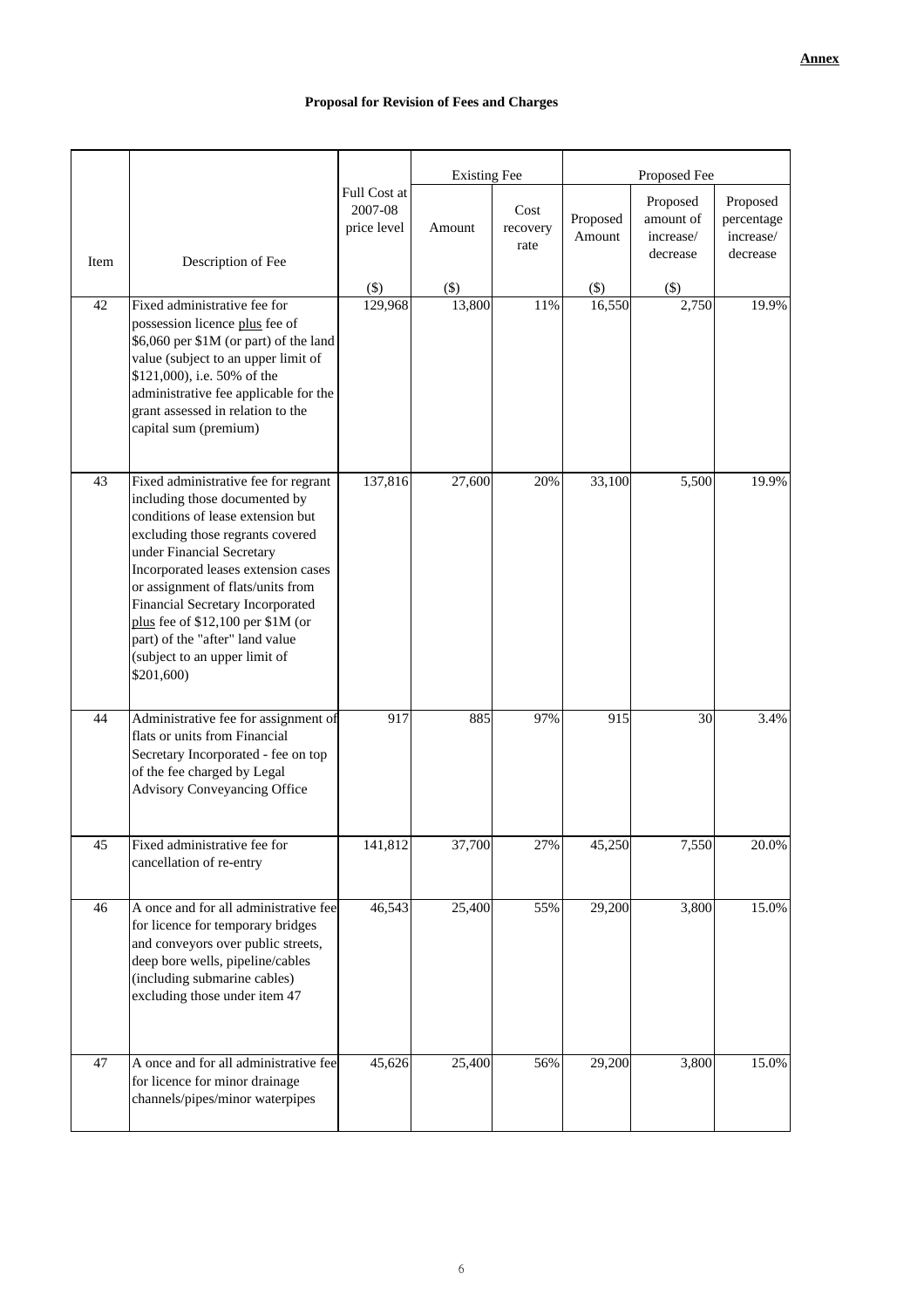**Annex**

**Proposal for Revision of Fees and Charges**

| Item | Description of Fee | Full Cost at 2007-08 price level | Existing Fee | | Proposed Fee | | |
|---|---|---|---|---|---|---|---|
| | | | Amount | Cost recovery rate | Proposed Amount | Proposed amount of increase/ decrease | Proposed percentage increase/ decrease |
| | | ($) | ($) | | ($) | ($) | |
| 42 | Fixed administrative fee for possession licence plus fee of $6,060 per $1M (or part) of the land value (subject to an upper limit of $121,000), i.e. 50% of the administrative fee applicable for the grant assessed in relation to the capital sum (premium) | 129,968 | 13,800 | 11% | 16,550 | 2,750 | 19.9% |
| 43 | Fixed administrative fee for regrant including those documented by conditions of lease extension but excluding those regrants covered under Financial Secretary Incorporated leases extension cases or assignment of flats/units from Financial Secretary Incorporated plus fee of $12,100 per $1M (or part) of the "after" land value (subject to an upper limit of $201,600) | 137,816 | 27,600 | 20% | 33,100 | 5,500 | 19.9% |
| 44 | Administrative fee for assignment of flats or units from Financial Secretary Incorporated - fee on top of the fee charged by Legal Advisory Conveyancing Office | 917 | 885 | 97% | 915 | 30 | 3.4% |
| 45 | Fixed administrative fee for cancellation of re-entry | 141,812 | 37,700 | 27% | 45,250 | 7,550 | 20.0% |
| 46 | A once and for all administrative fee for licence for temporary bridges and conveyors over public streets, deep bore wells, pipeline/cables (including submarine cables) excluding those under item 47 | 46,543 | 25,400 | 55% | 29,200 | 3,800 | 15.0% |
| 47 | A once and for all administrative fee for licence for minor drainage channels/pipes/minor waterpipes | 45,626 | 25,400 | 56% | 29,200 | 3,800 | 15.0% |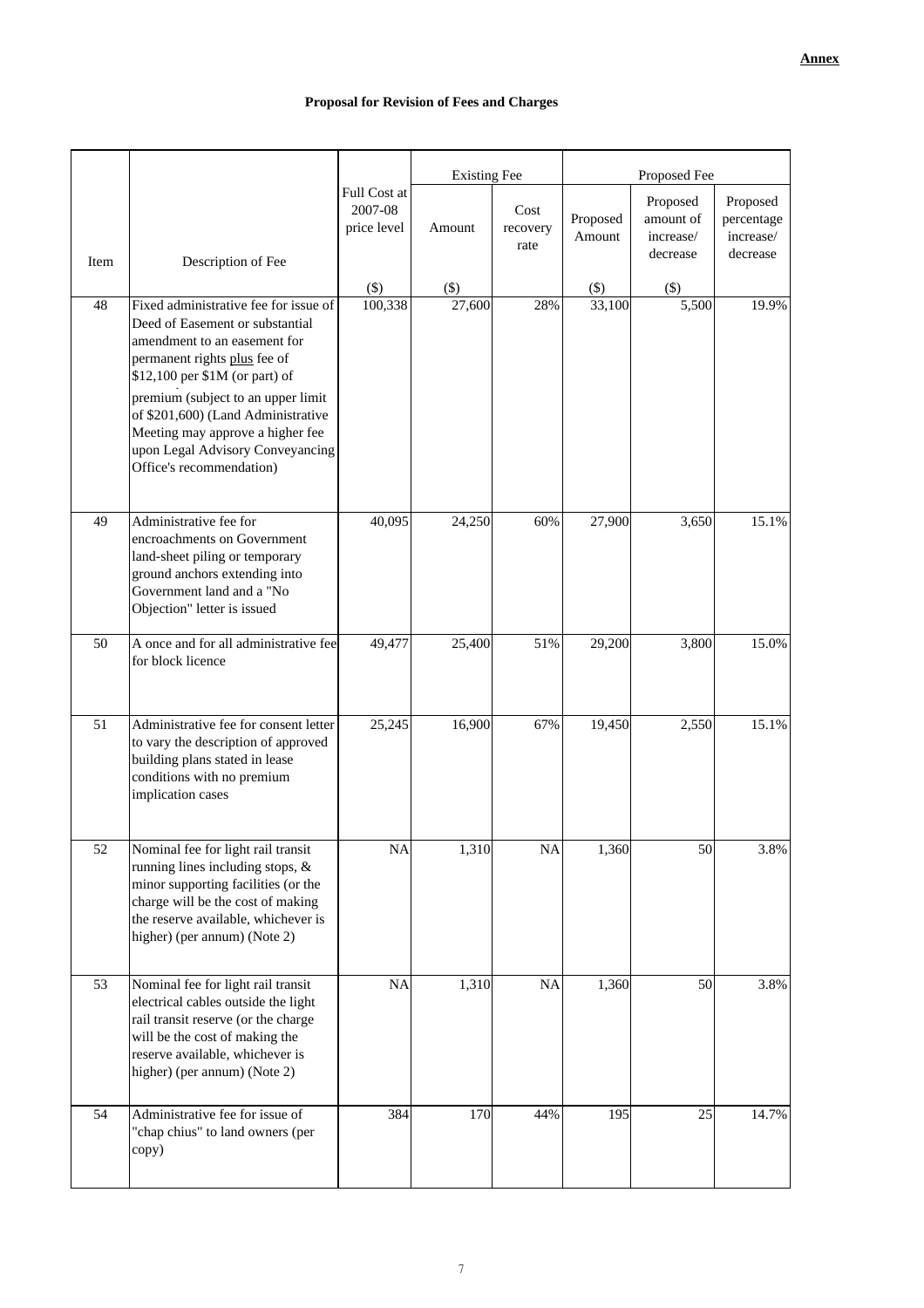**Annex**

**Proposal for Revision of Fees and Charges**

| Item | Description of Fee | Full Cost at 2007-08 price level | Existing Fee | | Proposed Fee | | |
|---|---|---|---|---|---|---|---|
| | | | Amount | Cost recovery rate | Proposed Amount | Proposed amount of increase/ decrease | Proposed percentage increase/ decrease |
| | | ($) | ($) | | ($) | ($) | |
| 48 | Fixed administrative fee for issue of Deed of Easement or substantial amendment to an easement for permanent rights plus fee of $12,100 per $1M (or part) of premium (subject to an upper limit of $201,600) (Land Administrative Meeting may approve a higher fee upon Legal Advisory Conveyancing Office's recommendation) | 100,338 | 27,600 | 28% | 33,100 | 5,500 | 19.9% |
| 49 | Administrative fee for encroachments on Government land-sheet piling or temporary ground anchors extending into Government land and a "No Objection" letter is issued | 40,095 | 24,250 | 60% | 27,900 | 3,650 | 15.1% |
| 50 | A once and for all administrative fee for block licence | 49,477 | 25,400 | 51% | 29,200 | 3,800 | 15.0% |
| 51 | Administrative fee for consent letter to vary the description of approved building plans stated in lease conditions with no premium implication cases | 25,245 | 16,900 | 67% | 19,450 | 2,550 | 15.1% |
| 52 | Nominal fee for light rail transit running lines including stops, & minor supporting facilities (or the charge will be the cost of making the reserve available, whichever is higher) (per annum) (Note 2) | NA | 1,310 | NA | 1,360 | 50 | 3.8% |
| 53 | Nominal fee for light rail transit electrical cables outside the light rail transit reserve (or the charge will be the cost of making the reserve available, whichever is higher) (per annum) (Note 2) | NA | 1,310 | NA | 1,360 | 50 | 3.8% |
| 54 | Administrative fee for issue of "chap chius" to land owners (per copy) | 384 | 170 | 44% | 195 | 25 | 14.7% |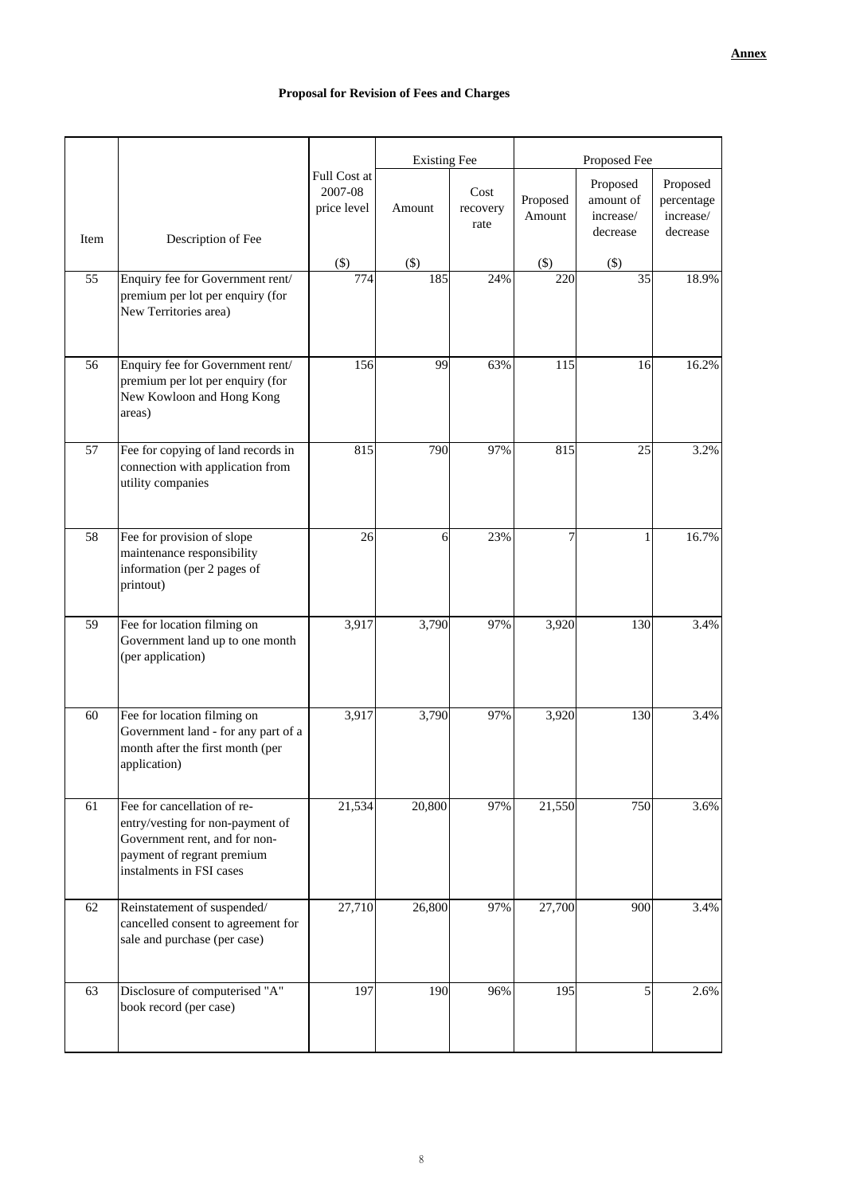**Annex**

**Proposal for Revision of Fees and Charges**

| Item | Description of Fee | Full Cost at 2007-08 price level | Existing Fee | | Proposed Fee | | |
|---|---|---|---|---|---|---|---|
| | | | Amount | Cost recovery rate | Proposed Amount | Proposed amount of increase/ decrease | Proposed percentage increase/ decrease |
| | | ($) | ($) | | ($) | ($) | |
| 55 | Enquiry fee for Government rent/ premium per lot per enquiry (for New Territories area) | 774 | 185 | 24% | 220 | 35 | 18.9% |
| 56 | Enquiry fee for Government rent/ premium per lot per enquiry (for New Kowloon and Hong Kong areas) | 156 | 99 | 63% | 115 | 16 | 16.2% |
| 57 | Fee for copying of land records in connection with application from utility companies | 815 | 790 | 97% | 815 | 25 | 3.2% |
| 58 | Fee for provision of slope maintenance responsibility information (per 2 pages of printout) | 26 | 6 | 23% | 7 | 1 | 16.7% |
| 59 | Fee for location filming on Government land up to one month (per application) | 3,917 | 3,790 | 97% | 3,920 | 130 | 3.4% |
| 60 | Fee for location filming on Government land - for any part of a month after the first month (per application) | 3,917 | 3,790 | 97% | 3,920 | 130 | 3.4% |
| 61 | Fee for cancellation of re-entry/vesting for non-payment of Government rent, and for non-payment of regrant premium instalments in FSI cases | 21,534 | 20,800 | 97% | 21,550 | 750 | 3.6% |
| 62 | Reinstatement of suspended/ cancelled consent to agreement for sale and purchase (per case) | 27,710 | 26,800 | 97% | 27,700 | 900 | 3.4% |
| 63 | Disclosure of computerised "A" book record (per case) | 197 | 190 | 96% | 195 | 5 | 2.6% |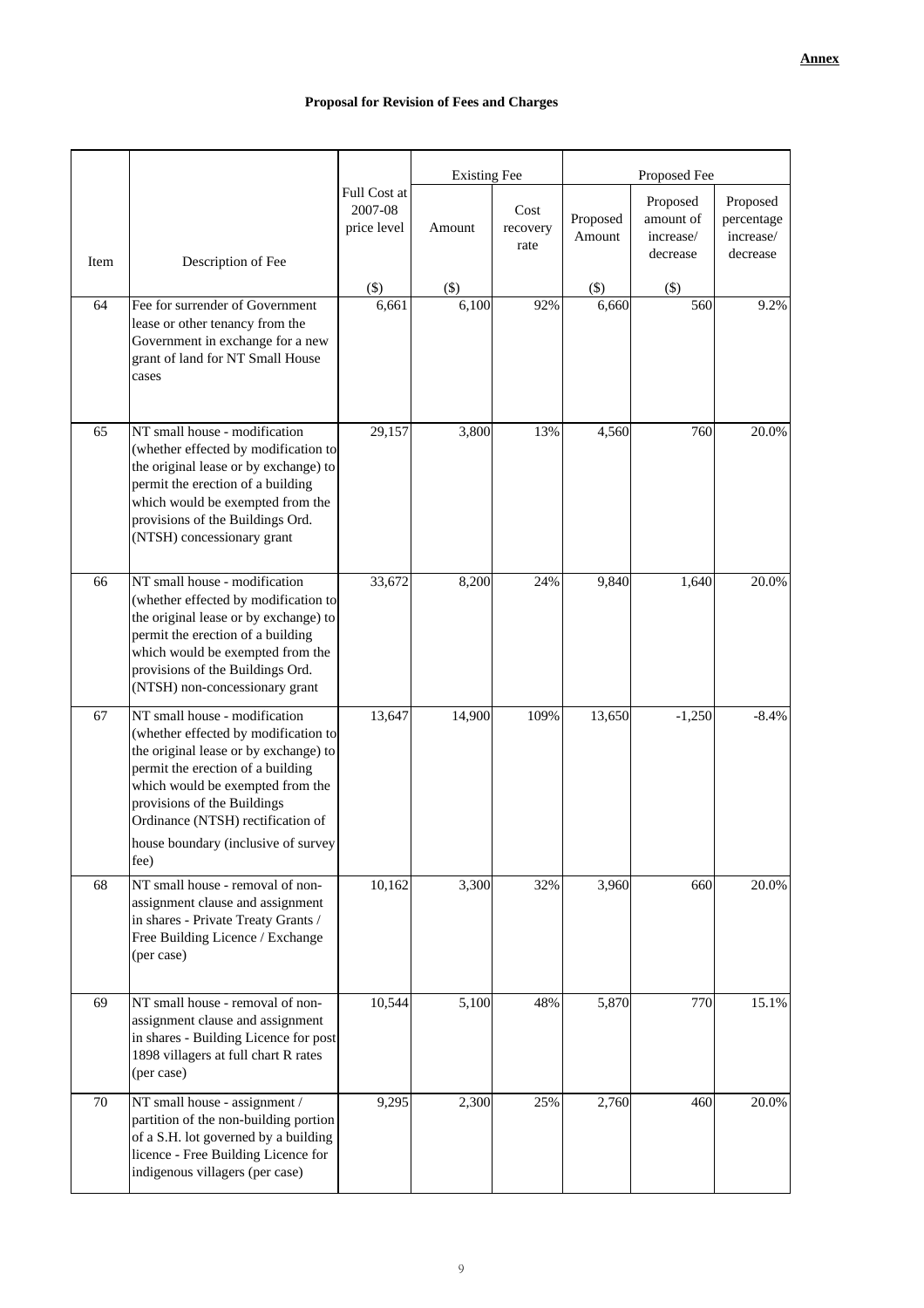**Annex**

**Proposal for Revision of Fees and Charges**

| Item | Description of Fee | Full Cost at 2007-08 price level | Existing Fee | | Proposed Fee | | |
|---|---|---|---|---|---|---|---|
| | | | Amount | Cost recovery rate | Proposed Amount | Proposed amount of increase/ decrease | Proposed percentage increase/ decrease |
| | | ($) | ($) | | ($) | ($) | |
| 64 | Fee for surrender of Government lease or other tenancy from the Government in exchange for a new grant of land for NT Small House cases | 6,661 | 6,100 | 92% | 6,660 | 560 | 9.2% |
| 65 | NT small house - modification (whether effected by modification to the original lease or by exchange) to permit the erection of a building which would be exempted from the provisions of the Buildings Ord. (NTSH) concessionary grant | 29,157 | 3,800 | 13% | 4,560 | 760 | 20.0% |
| 66 | NT small house - modification (whether effected by modification to the original lease or by exchange) to permit the erection of a building which would be exempted from the provisions of the Buildings Ord. (NTSH) non-concessionary grant | 33,672 | 8,200 | 24% | 9,840 | 1,640 | 20.0% |
| 67 | NT small house - modification (whether effected by modification to the original lease or by exchange) to permit the erection of a building which would be exempted from the provisions of the Buildings Ordinance (NTSH) rectification of house boundary (inclusive of survey fee) | 13,647 | 14,900 | 109% | 13,650 | -1,250 | -8.4% |
| 68 | NT small house - removal of non-assignment clause and assignment in shares - Private Treaty Grants / Free Building Licence / Exchange (per case) | 10,162 | 3,300 | 32% | 3,960 | 660 | 20.0% |
| 69 | NT small house - removal of non-assignment clause and assignment in shares - Building Licence for post 1898 villagers at full chart R rates (per case) | 10,544 | 5,100 | 48% | 5,870 | 770 | 15.1% |
| 70 | NT small house - assignment / partition of the non-building portion of a S.H. lot governed by a building licence - Free Building Licence for indigenous villagers (per case) | 9,295 | 2,300 | 25% | 2,760 | 460 | 20.0% |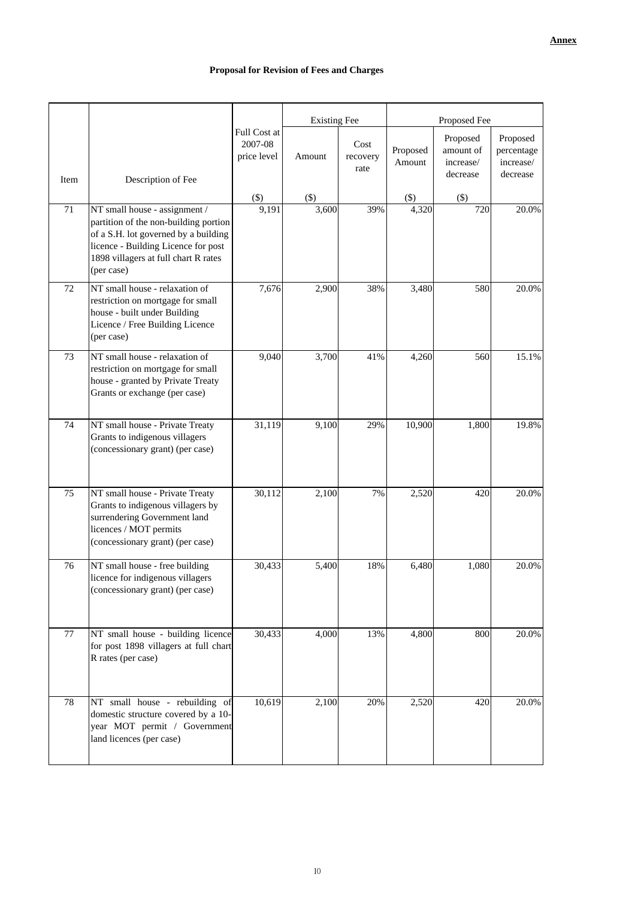**Annex**

**Proposal for Revision of Fees and Charges**

| Item | Description of Fee | Full Cost at 2007-08 price level | Existing Fee | | Proposed Fee | | |
|---|---|---|---|---|---|---|---|
| | | | Amount | Cost recovery rate | Proposed Amount | Proposed amount of increase/ decrease | Proposed percentage increase/ decrease |
| | | ($) | ($) | | ($) | ($) | |
| 71 | NT small house - assignment / partition of the non-building portion of a S.H. lot governed by a building licence - Building Licence for post 1898 villagers at full chart R rates (per case) | 9,191 | 3,600 | 39% | 4,320 | 720 | 20.0% |
| 72 | NT small house - relaxation of restriction on mortgage for small house - built under Building Licence / Free Building Licence (per case) | 7,676 | 2,900 | 38% | 3,480 | 580 | 20.0% |
| 73 | NT small house - relaxation of restriction on mortgage for small house - granted by Private Treaty Grants or exchange (per case) | 9,040 | 3,700 | 41% | 4,260 | 560 | 15.1% |
| 74 | NT small house - Private Treaty Grants to indigenous villagers (concessionary grant) (per case) | 31,119 | 9,100 | 29% | 10,900 | 1,800 | 19.8% |
| 75 | NT small house - Private Treaty Grants to indigenous villagers by surrendering Government land licences / MOT permits (concessionary grant) (per case) | 30,112 | 2,100 | 7% | 2,520 | 420 | 20.0% |
| 76 | NT small house - free building licence for indigenous villagers (concessionary grant) (per case) | 30,433 | 5,400 | 18% | 6,480 | 1,080 | 20.0% |
| 77 | NT small house - building licence for post 1898 villagers at full chart R rates (per case) | 30,433 | 4,000 | 13% | 4,800 | 800 | 20.0% |
| 78 | NT small house - rebuilding of domestic structure covered by a 10-year MOT permit / Government land licences (per case) | 10,619 | 2,100 | 20% | 2,520 | 420 | 20.0% |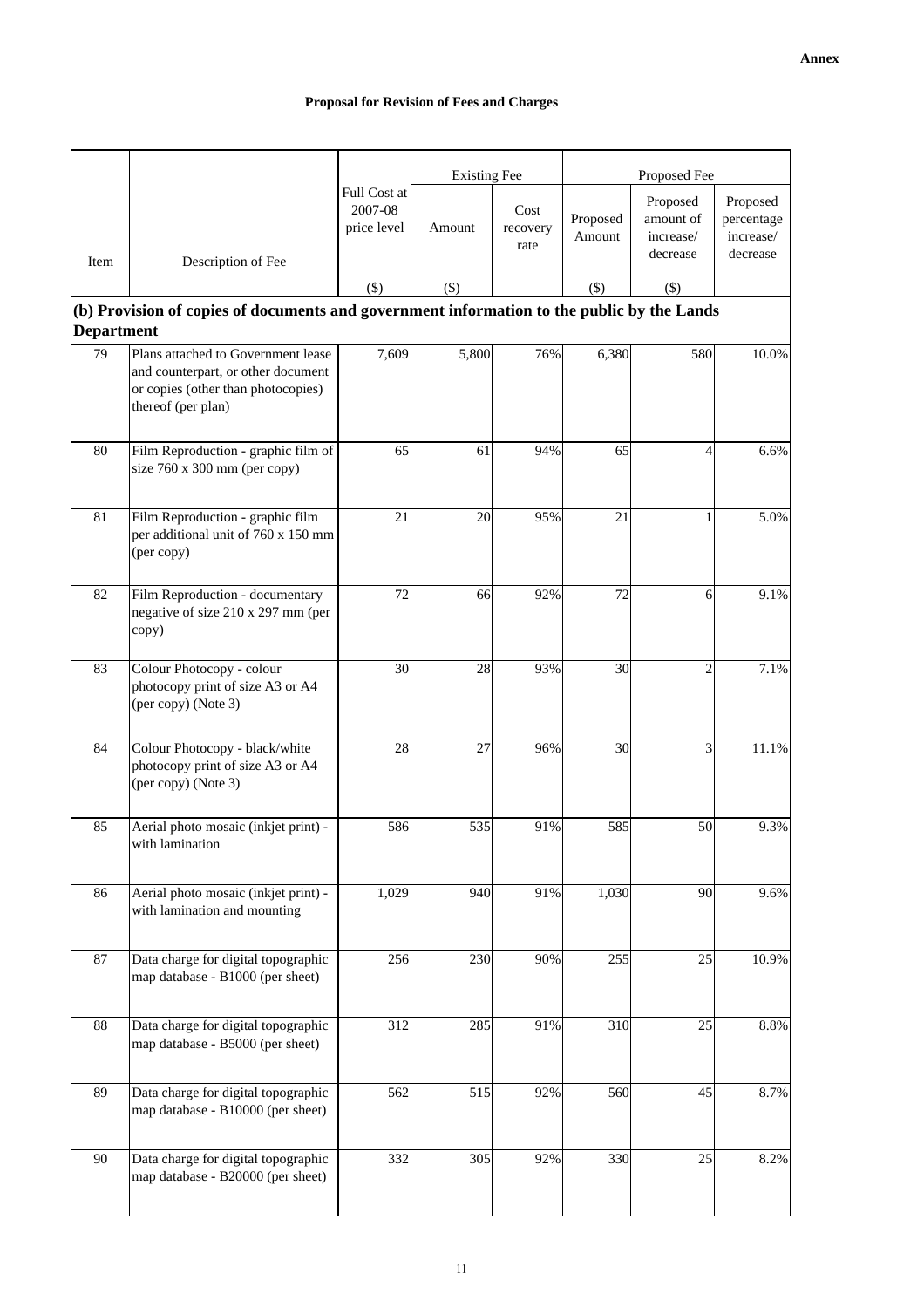**Annex**

**Proposal for Revision of Fees and Charges**

| Item | Description of Fee | Full Cost at 2007-08 price level ($) | Existing Fee Amount ($) | Existing Fee Cost recovery rate | Proposed Fee Proposed Amount ($) | Proposed Fee Proposed amount of increase/ decrease ($) | Proposed Fee Proposed percentage increase/ decrease |
|---|---|---|---|---|---|---|---|
| **(b) Provision of copies of documents and government information to the public by the Lands Department** | | | | | | | |
| 79 | Plans attached to Government lease and counterpart, or other document or copies (other than photocopies) thereof (per plan) | 7,609 | 5,800 | 76% | 6,380 | 580 | 10.0% |
| 80 | Film Reproduction - graphic film of size 760 x 300 mm (per copy) | 65 | 61 | 94% | 65 | 4 | 6.6% |
| 81 | Film Reproduction - graphic film per additional unit of 760 x 150 mm (per copy) | 21 | 20 | 95% | 21 | 1 | 5.0% |
| 82 | Film Reproduction - documentary negative of size 210 x 297 mm (per copy) | 72 | 66 | 92% | 72 | 6 | 9.1% |
| 83 | Colour Photocopy - colour photocopy print of size A3 or A4 (per copy) (Note 3) | 30 | 28 | 93% | 30 | 2 | 7.1% |
| 84 | Colour Photocopy - black/white photocopy print of size A3 or A4 (per copy) (Note 3) | 28 | 27 | 96% | 30 | 3 | 11.1% |
| 85 | Aerial photo mosaic (inkjet print) - with lamination | 586 | 535 | 91% | 585 | 50 | 9.3% |
| 86 | Aerial photo mosaic (inkjet print) - with lamination and mounting | 1,029 | 940 | 91% | 1,030 | 90 | 9.6% |
| 87 | Data charge for digital topographic map database - B1000 (per sheet) | 256 | 230 | 90% | 255 | 25 | 10.9% |
| 88 | Data charge for digital topographic map database - B5000 (per sheet) | 312 | 285 | 91% | 310 | 25 | 8.8% |
| 89 | Data charge for digital topographic map database - B10000 (per sheet) | 562 | 515 | 92% | 560 | 45 | 8.7% |
| 90 | Data charge for digital topographic map database - B20000 (per sheet) | 332 | 305 | 92% | 330 | 25 | 8.2% |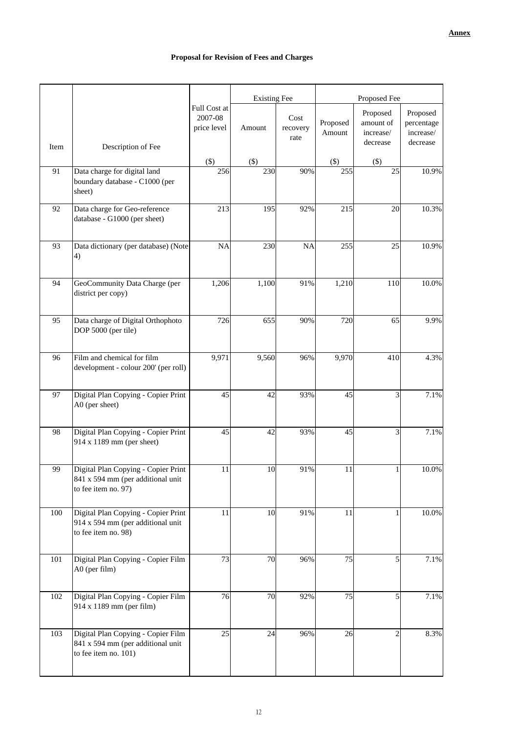**Annex**

**Proposal for Revision of Fees and Charges**

| Item | Description of Fee | Full Cost at 2007-08 price level | Existing Fee | | Proposed Fee | | |
|---|---|---|---|---|---|---|---|
| | | | Amount | Cost recovery rate | Proposed Amount | Proposed amount of increase/ decrease | Proposed percentage increase/ decrease |
| | | ($) | ($) | | ($) | ($) | |
| 91 | Data charge for digital land boundary database - C1000 (per sheet) | 256 | 230 | 90% | 255 | 25 | 10.9% |
| 92 | Data charge for Geo-reference database - G1000 (per sheet) | 213 | 195 | 92% | 215 | 20 | 10.3% |
| 93 | Data dictionary (per database) (Note 4) | NA | 230 | NA | 255 | 25 | 10.9% |
| 94 | GeoCommunity Data Charge (per district per copy) | 1,206 | 1,100 | 91% | 1,210 | 110 | 10.0% |
| 95 | Data charge of Digital Orthophoto DOP 5000 (per tile) | 726 | 655 | 90% | 720 | 65 | 9.9% |
| 96 | Film and chemical for film development - colour 200' (per roll) | 9,971 | 9,560 | 96% | 9,970 | 410 | 4.3% |
| 97 | Digital Plan Copying - Copier Print A0 (per sheet) | 45 | 42 | 93% | 45 | 3 | 7.1% |
| 98 | Digital Plan Copying - Copier Print 914 x 1189 mm (per sheet) | 45 | 42 | 93% | 45 | 3 | 7.1% |
| 99 | Digital Plan Copying - Copier Print 841 x 594 mm (per additional unit to fee item no. 97) | 11 | 10 | 91% | 11 | 1 | 10.0% |
| 100 | Digital Plan Copying - Copier Print 914 x 594 mm (per additional unit to fee item no. 98) | 11 | 10 | 91% | 11 | 1 | 10.0% |
| 101 | Digital Plan Copying - Copier Film A0 (per film) | 73 | 70 | 96% | 75 | 5 | 7.1% |
| 102 | Digital Plan Copying - Copier Film 914 x 1189 mm (per film) | 76 | 70 | 92% | 75 | 5 | 7.1% |
| 103 | Digital Plan Copying - Copier Film 841 x 594 mm (per additional unit to fee item no. 101) | 25 | 24 | 96% | 26 | 2 | 8.3% |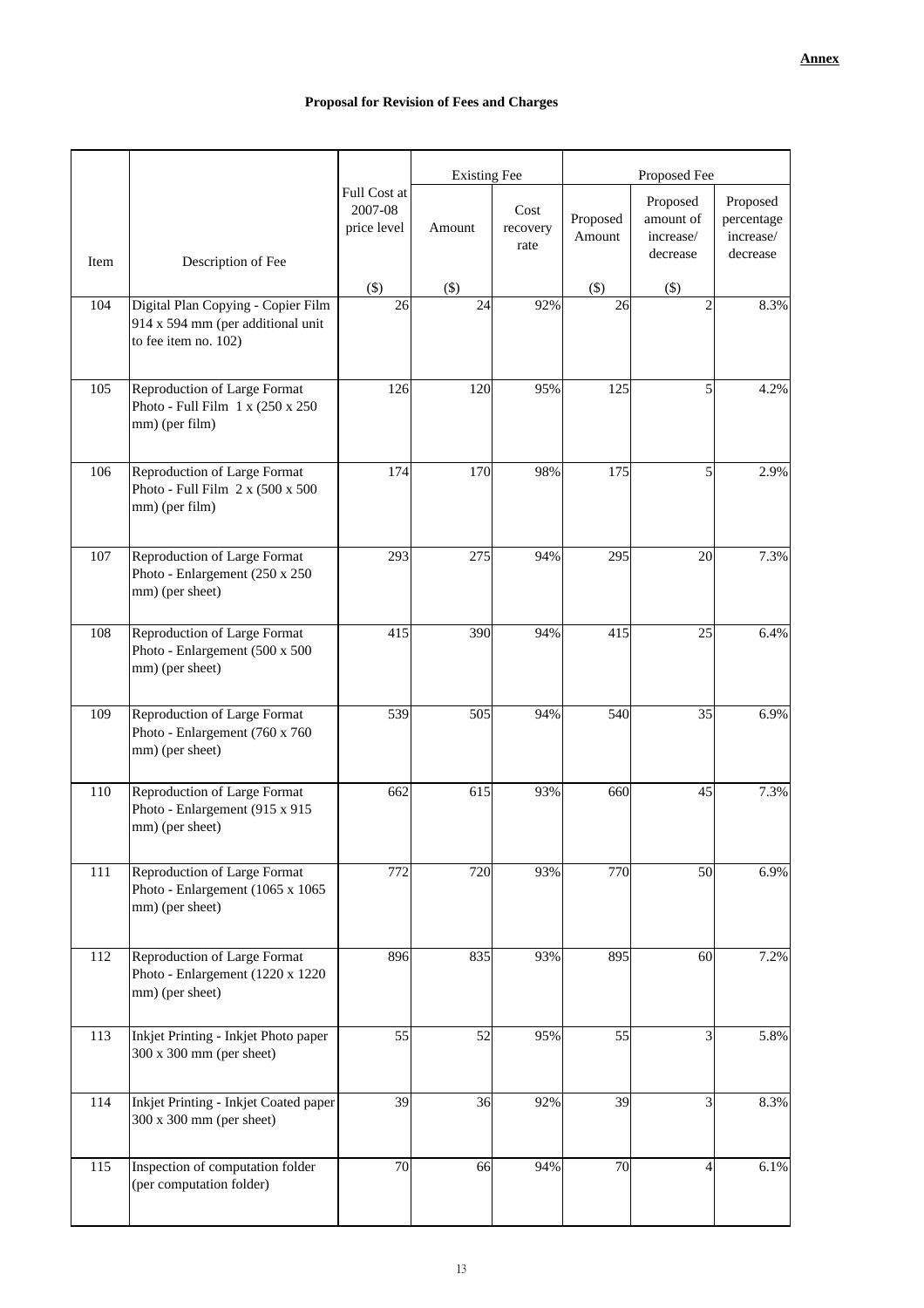**Annex**

**Proposal for Revision of Fees and Charges**

| Item | Description of Fee | Full Cost at 2007-08 price level ($) | Existing Fee | | Proposed Fee | | |
|---|---|---|---|---|---|---|---|
| | | | Amount ($) | Cost recovery rate | Proposed Amount ($) | Proposed amount of increase/ decrease ($) | Proposed percentage increase/ decrease |
| 104 | Digital Plan Copying - Copier Film 914 x 594 mm (per additional unit to fee item no. 102) | 26 | 24 | 92% | 26 | 2 | 8.3% |
| 105 | Reproduction of Large Format Photo - Full Film 1 x (250 x 250 mm) (per film) | 126 | 120 | 95% | 125 | 5 | 4.2% |
| 106 | Reproduction of Large Format Photo - Full Film 2 x (500 x 500 mm) (per film) | 174 | 170 | 98% | 175 | 5 | 2.9% |
| 107 | Reproduction of Large Format Photo - Enlargement (250 x 250 mm) (per sheet) | 293 | 275 | 94% | 295 | 20 | 7.3% |
| 108 | Reproduction of Large Format Photo - Enlargement (500 x 500 mm) (per sheet) | 415 | 390 | 94% | 415 | 25 | 6.4% |
| 109 | Reproduction of Large Format Photo - Enlargement (760 x 760 mm) (per sheet) | 539 | 505 | 94% | 540 | 35 | 6.9% |
| 110 | Reproduction of Large Format Photo - Enlargement (915 x 915 mm) (per sheet) | 662 | 615 | 93% | 660 | 45 | 7.3% |
| 111 | Reproduction of Large Format Photo - Enlargement (1065 x 1065 mm) (per sheet) | 772 | 720 | 93% | 770 | 50 | 6.9% |
| 112 | Reproduction of Large Format Photo - Enlargement (1220 x 1220 mm) (per sheet) | 896 | 835 | 93% | 895 | 60 | 7.2% |
| 113 | Inkjet Printing - Inkjet Photo paper 300 x 300 mm (per sheet) | 55 | 52 | 95% | 55 | 3 | 5.8% |
| 114 | Inkjet Printing - Inkjet Coated paper 300 x 300 mm (per sheet) | 39 | 36 | 92% | 39 | 3 | 8.3% |
| 115 | Inspection of computation folder (per computation folder) | 70 | 66 | 94% | 70 | 4 | 6.1% |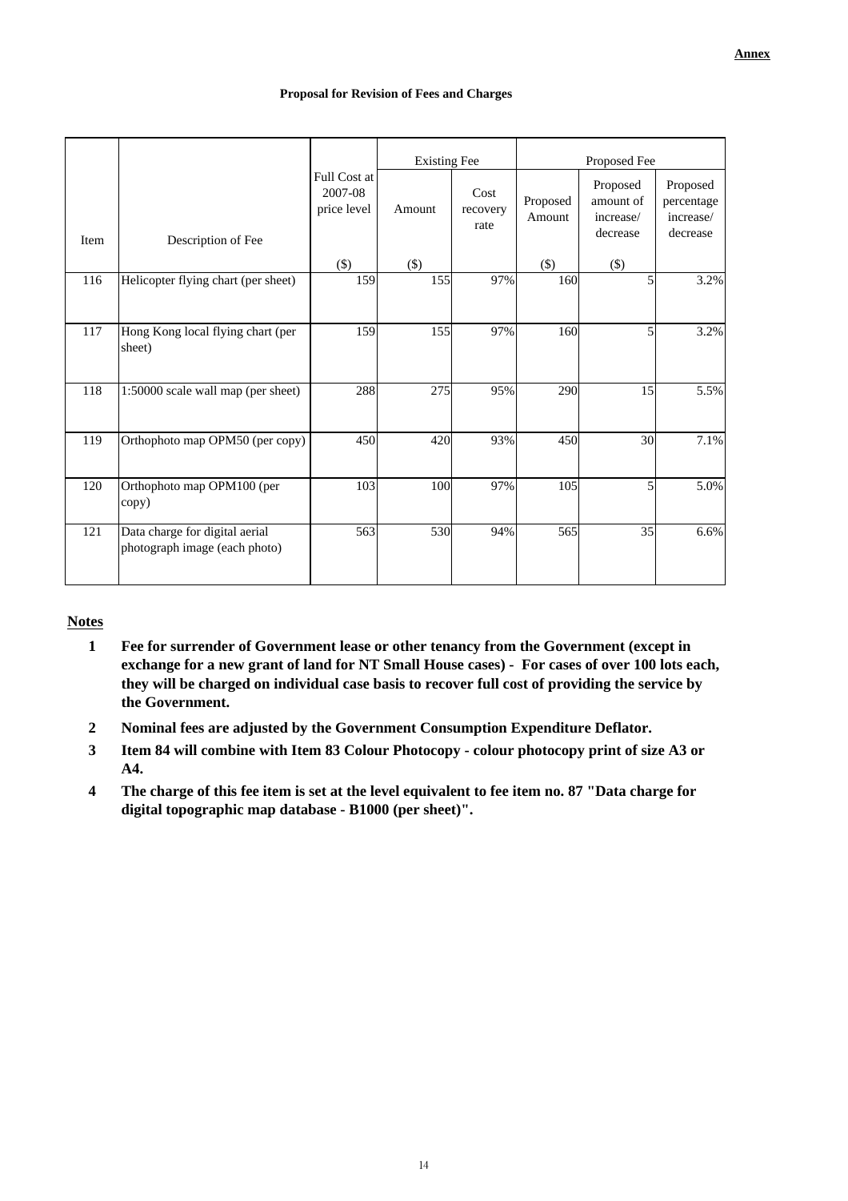**Annex**

**Proposal for Revision of Fees and Charges**

| Item | Description of Fee | Full Cost at 2007-08 price level | Existing Fee | | Proposed Fee | | |
|---|---|---|---|---|---|---|---|
| | | | Amount | Cost recovery rate | Proposed Amount | Proposed amount of increase/ decrease | Proposed percentage increase/ decrease |
| | | ($) | ($) | | ($) | ($) | |
| 116 | Helicopter flying chart (per sheet) | 159 | 155 | 97% | 160 | 5 | 3.2% |
| 117 | Hong Kong local flying chart (per sheet) | 159 | 155 | 97% | 160 | 5 | 3.2% |
| 118 | 1:50000 scale wall map (per sheet) | 288 | 275 | 95% | 290 | 15 | 5.5% |
| 119 | Orthophoto map OPM50 (per copy) | 450 | 420 | 93% | 450 | 30 | 7.1% |
| 120 | Orthophoto map OPM100 (per copy) | 103 | 100 | 97% | 105 | 5 | 5.0% |
| 121 | Data charge for digital aerial photograph image (each photo) | 563 | 530 | 94% | 565 | 35 | 6.6% |

**Notes**

1. **Fee for surrender of Government lease or other tenancy from the Government (except in exchange for a new grant of land for NT Small House cases) - For cases of over 100 lots each, they will be charged on individual case basis to recover full cost of providing the service by the Government.**
2. **Nominal fees are adjusted by the Government Consumption Expenditure Deflator.**
3. **Item 84 will combine with Item 83 Colour Photocopy - colour photocopy print of size A3 or A4.**
4. **The charge of this fee item is set at the level equivalent to fee item no. 87 "Data charge for digital topographic map database - B1000 (per sheet)".**